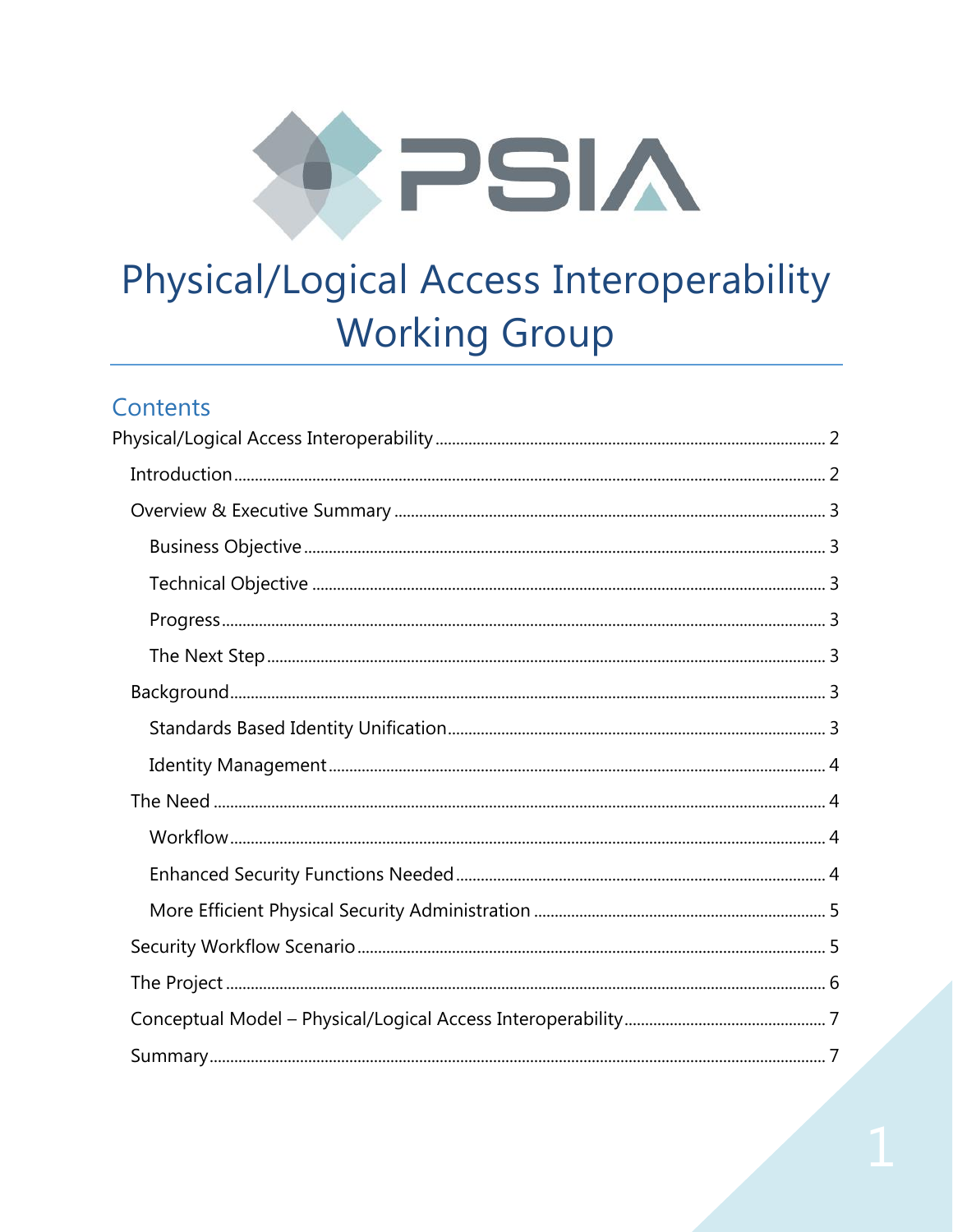PSIA

# Physical/Logical Access Interoperability Working Group

## Contents

- Physical/Logical Access Interoperability ..... 2
  - Introduction ..... 2
  - Overview & Executive Summary ..... 3
    - Business Objective ..... 3
    - Technical Objective ..... 3
    - Progress ..... 3
    - The Next Step ..... 3
  - Background ..... 3
    - Standards Based Identity Unification ..... 3
    - Identity Management ..... 4
  - The Need ..... 4
    - Workflow ..... 4
    - Enhanced Security Functions Needed ..... 4
    - More Efficient Physical Security Administration ..... 5
  - Security Workflow Scenario ..... 5
  - The Project ..... 6
  - Conceptual Model – Physical/Logical Access Interoperability ..... 7
  - Summary ..... 7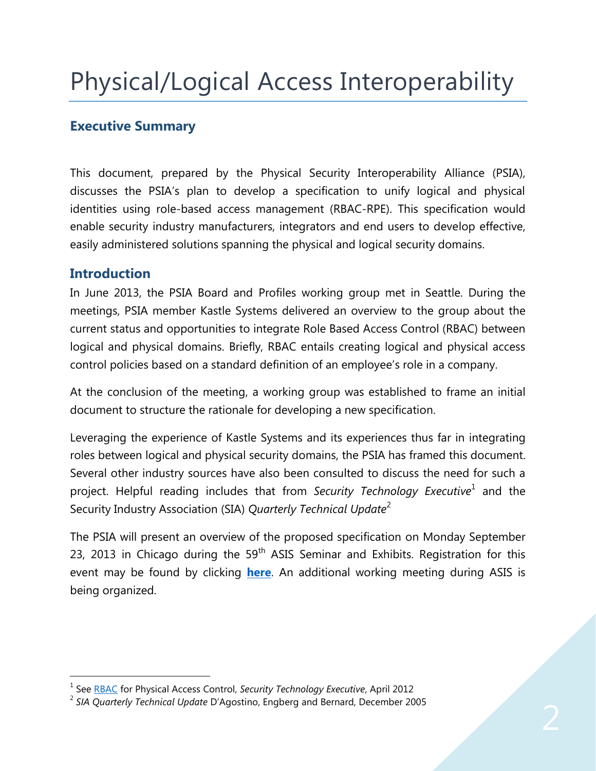# Physical/Logical Access Interoperability

### Executive Summary

This document, prepared by the Physical Security Interoperability Alliance (PSIA), discusses the PSIA's plan to develop a specification to unify logical and physical identities using role-based access management (RBAC-RPE). This specification would enable security industry manufacturers, integrators and end users to develop effective, easily administered solutions spanning the physical and logical security domains.

## Introduction

In June 2013, the PSIA Board and Profiles working group met in Seattle. During the meetings, PSIA member Kastle Systems delivered an overview to the group about the current status and opportunities to integrate Role Based Access Control (RBAC) between logical and physical domains. Briefly, RBAC entails creating logical and physical access control policies based on a standard definition of an employee's role in a company.

At the conclusion of the meeting, a working group was established to frame an initial document to structure the rationale for developing a new specification.

Leveraging the experience of Kastle Systems and its experiences thus far in integrating roles between logical and physical security domains, the PSIA has framed this document. Several other industry sources have also been consulted to discuss the need for such a project. Helpful reading includes that from *Security Technology Executive*[1] and the Security Industry Association (SIA) *Quarterly Technical Update*[2]

The PSIA will present an overview of the proposed specification on Monday September 23, 2013 in Chicago during the 59th ASIS Seminar and Exhibits. Registration for this event may be found by clicking **here**. An additional working meeting during ASIS is being organized.

---

[1] See RBAC for Physical Access Control, *Security Technology Executive*, April 2012

[2] *SIA Quarterly Technical Update* D'Agostino, Engberg and Bernard, December 2005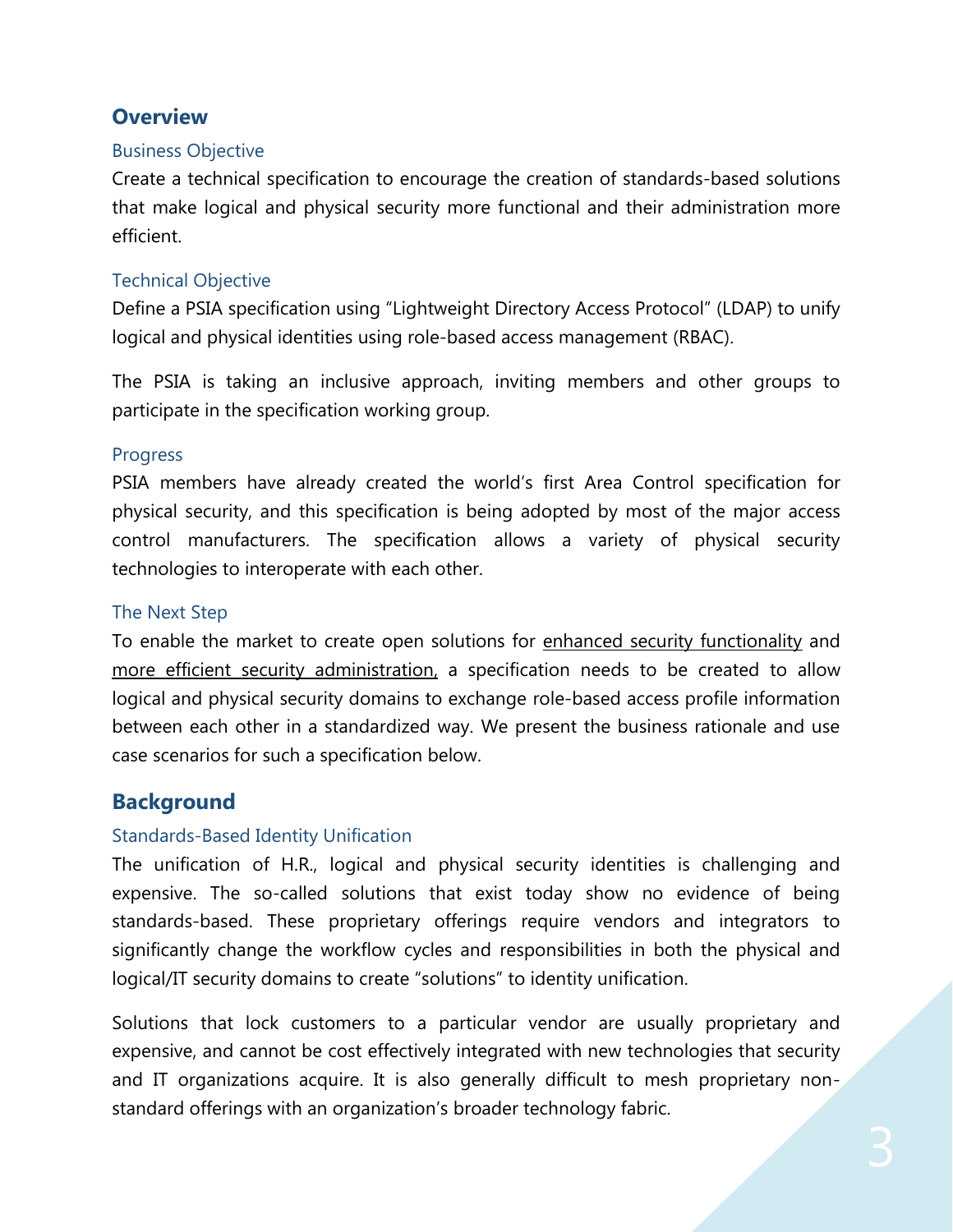## Overview

### Business Objective

Create a technical specification to encourage the creation of standards-based solutions that make logical and physical security more functional and their administration more efficient.

### Technical Objective

Define a PSIA specification using "Lightweight Directory Access Protocol" (LDAP) to unify logical and physical identities using role-based access management (RBAC).

The PSIA is taking an inclusive approach, inviting members and other groups to participate in the specification working group.

### Progress

PSIA members have already created the world's first Area Control specification for physical security, and this specification is being adopted by most of the major access control manufacturers. The specification allows a variety of physical security technologies to interoperate with each other.

### The Next Step

To enable the market to create open solutions for enhanced security functionality and more efficient security administration, a specification needs to be created to allow logical and physical security domains to exchange role-based access profile information between each other in a standardized way. We present the business rationale and use case scenarios for such a specification below.

## Background

### Standards-Based Identity Unification

The unification of H.R., logical and physical security identities is challenging and expensive. The so-called solutions that exist today show no evidence of being standards-based. These proprietary offerings require vendors and integrators to significantly change the workflow cycles and responsibilities in both the physical and logical/IT security domains to create "solutions" to identity unification.

Solutions that lock customers to a particular vendor are usually proprietary and expensive, and cannot be cost effectively integrated with new technologies that security and IT organizations acquire. It is also generally difficult to mesh proprietary non-standard offerings with an organization's broader technology fabric.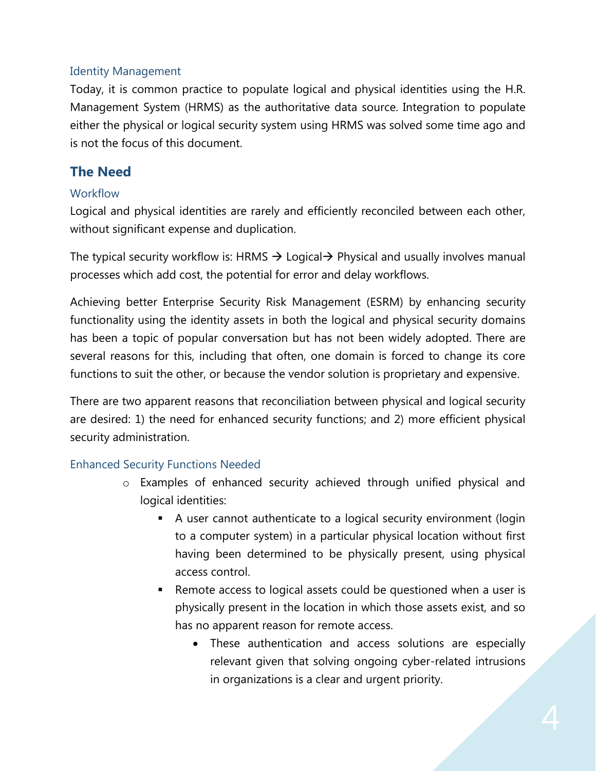### Identity Management

Today, it is common practice to populate logical and physical identities using the H.R. Management System (HRMS) as the authoritative data source. Integration to populate either the physical or logical security system using HRMS was solved some time ago and is not the focus of this document.

## The Need

### Workflow

Logical and physical identities are rarely and efficiently reconciled between each other, without significant expense and duplication.

The typical security workflow is: HRMS → Logical→ Physical and usually involves manual processes which add cost, the potential for error and delay workflows.

Achieving better Enterprise Security Risk Management (ESRM) by enhancing security functionality using the identity assets in both the logical and physical security domains has been a topic of popular conversation but has not been widely adopted. There are several reasons for this, including that often, one domain is forced to change its core functions to suit the other, or because the vendor solution is proprietary and expensive.

There are two apparent reasons that reconciliation between physical and logical security are desired: 1) the need for enhanced security functions; and 2) more efficient physical security administration.

### Enhanced Security Functions Needed

- Examples of enhanced security achieved through unified physical and logical identities:
  - A user cannot authenticate to a logical security environment (login to a computer system) in a particular physical location without first having been determined to be physically present, using physical access control.
  - Remote access to logical assets could be questioned when a user is physically present in the location in which those assets exist, and so has no apparent reason for remote access.
    - These authentication and access solutions are especially relevant given that solving ongoing cyber-related intrusions in organizations is a clear and urgent priority.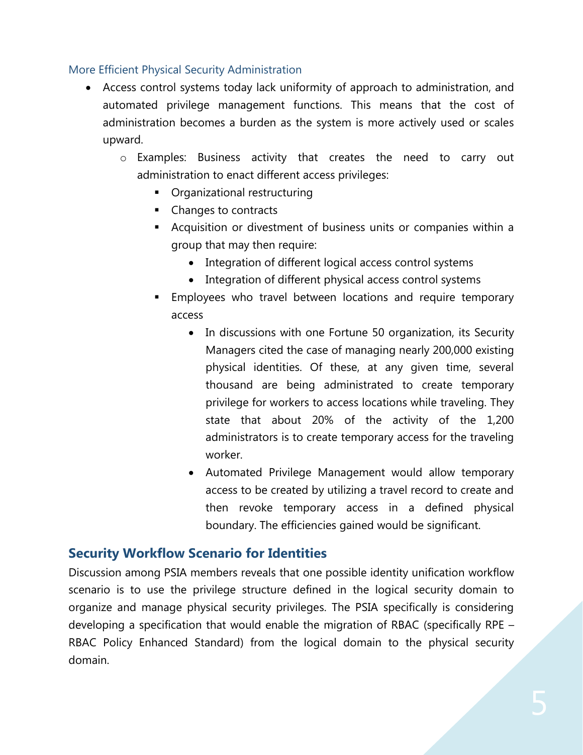### More Efficient Physical Security Administration

- Access control systems today lack uniformity of approach to administration, and automated privilege management functions. This means that the cost of administration becomes a burden as the system is more actively used or scales upward.
    - Examples: Business activity that creates the need to carry out administration to enact different access privileges:
        - Organizational restructuring
        - Changes to contracts
        - Acquisition or divestment of business units or companies within a group that may then require:
            - Integration of different logical access control systems
            - Integration of different physical access control systems
        - Employees who travel between locations and require temporary access
            - In discussions with one Fortune 50 organization, its Security Managers cited the case of managing nearly 200,000 existing physical identities. Of these, at any given time, several thousand are being administrated to create temporary privilege for workers to access locations while traveling. They state that about 20% of the activity of the 1,200 administrators is to create temporary access for the traveling worker.
            - Automated Privilege Management would allow temporary access to be created by utilizing a travel record to create and then revoke temporary access in a defined physical boundary. The efficiencies gained would be significant.

## Security Workflow Scenario for Identities

Discussion among PSIA members reveals that one possible identity unification workflow scenario is to use the privilege structure defined in the logical security domain to organize and manage physical security privileges. The PSIA specifically is considering developing a specification that would enable the migration of RBAC (specifically RPE – RBAC Policy Enhanced Standard) from the logical domain to the physical security domain.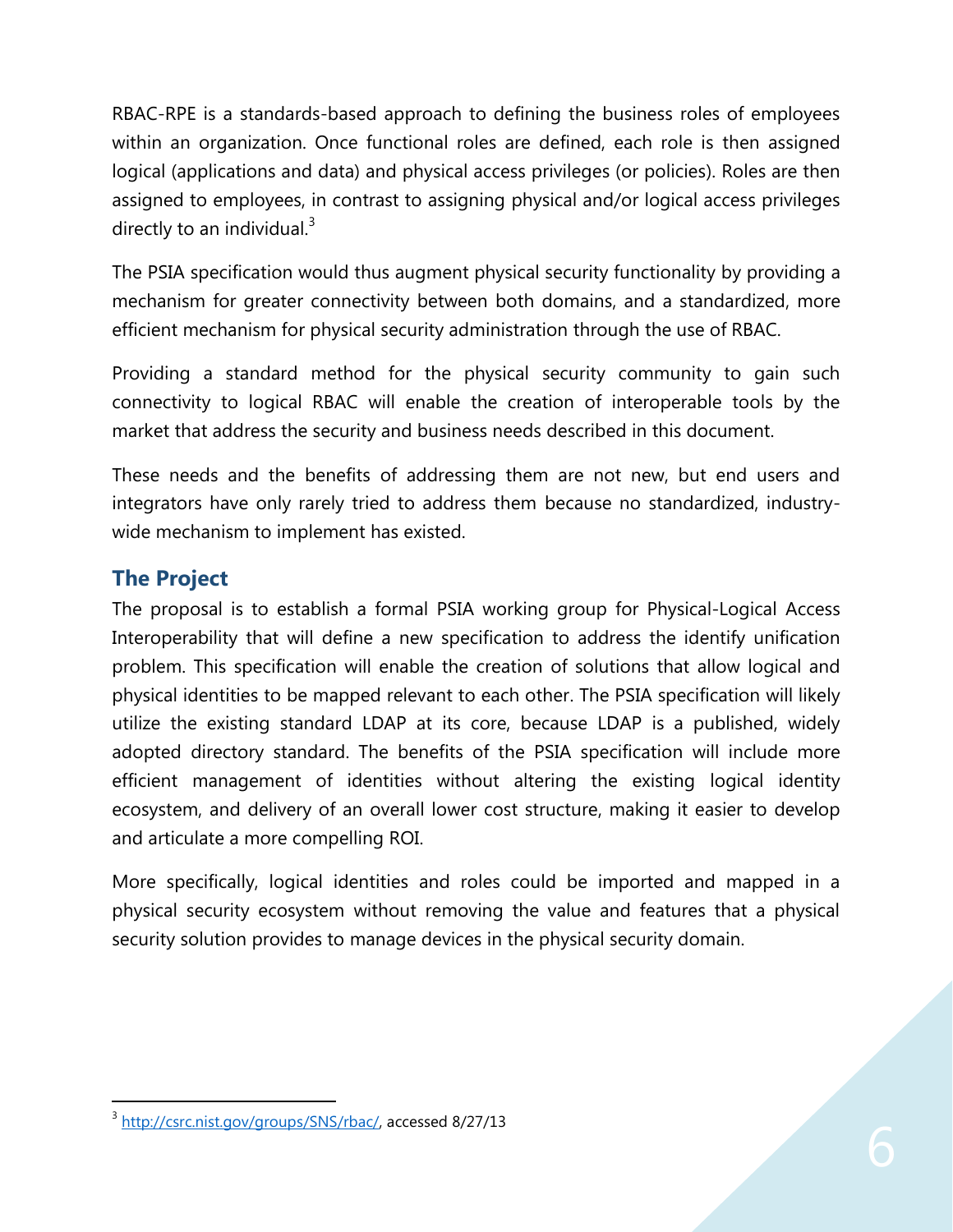RBAC-RPE is a standards-based approach to defining the business roles of employees within an organization. Once functional roles are defined, each role is then assigned logical (applications and data) and physical access privileges (or policies). Roles are then assigned to employees, in contrast to assigning physical and/or logical access privileges directly to an individual.[3]

The PSIA specification would thus augment physical security functionality by providing a mechanism for greater connectivity between both domains, and a standardized, more efficient mechanism for physical security administration through the use of RBAC.

Providing a standard method for the physical security community to gain such connectivity to logical RBAC will enable the creation of interoperable tools by the market that address the security and business needs described in this document.

These needs and the benefits of addressing them are not new, but end users and integrators have only rarely tried to address them because no standardized, industry-wide mechanism to implement has existed.

## The Project

The proposal is to establish a formal PSIA working group for Physical-Logical Access Interoperability that will define a new specification to address the identify unification problem. This specification will enable the creation of solutions that allow logical and physical identities to be mapped relevant to each other. The PSIA specification will likely utilize the existing standard LDAP at its core, because LDAP is a published, widely adopted directory standard. The benefits of the PSIA specification will include more efficient management of identities without altering the existing logical identity ecosystem, and delivery of an overall lower cost structure, making it easier to develop and articulate a more compelling ROI.

More specifically, logical identities and roles could be imported and mapped in a physical security ecosystem without removing the value and features that a physical security solution provides to manage devices in the physical security domain.

[3] http://csrc.nist.gov/groups/SNS/rbac/, accessed 8/27/13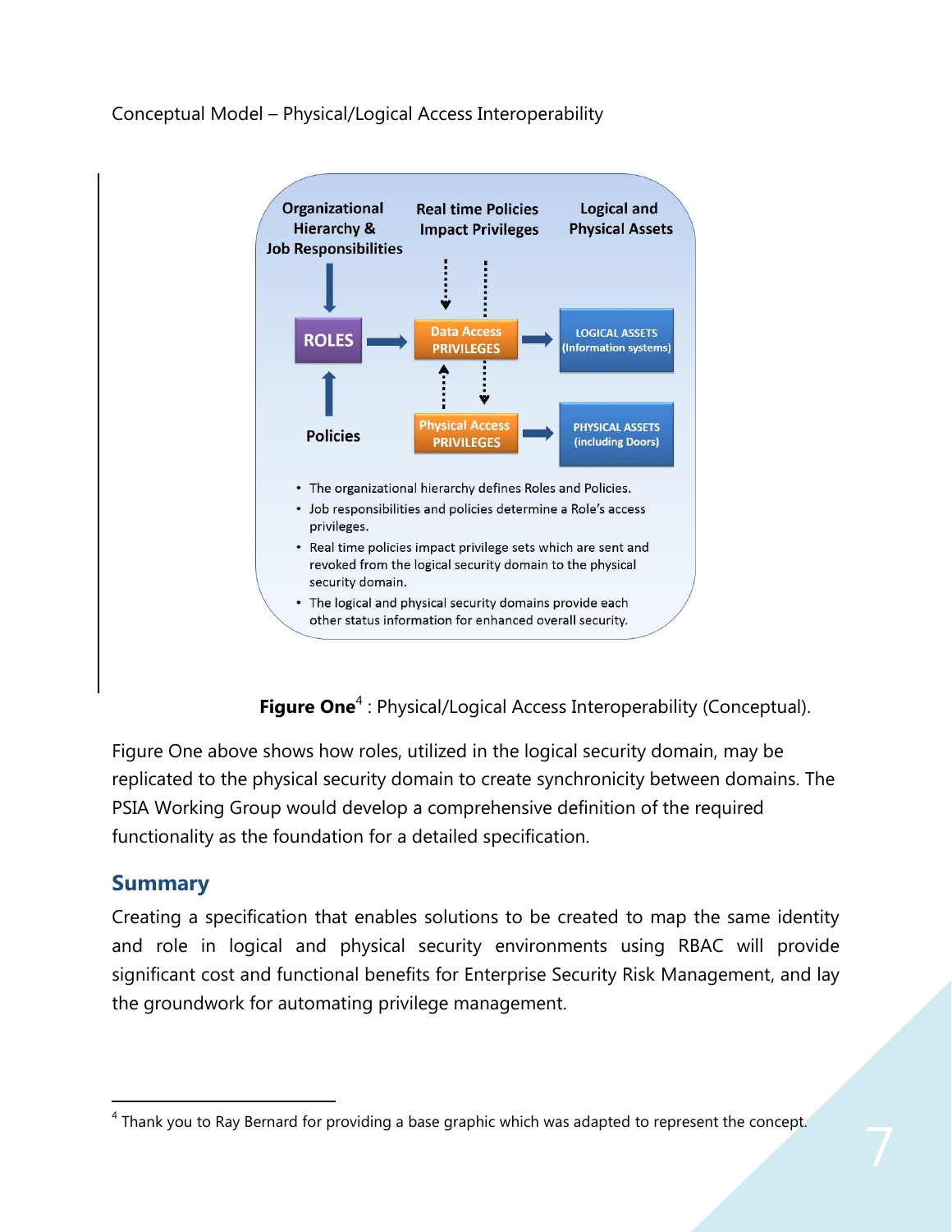Conceptual Model – Physical/Logical Access Interoperability

Organizational Hierarchy & Job Responsibilities

Real time Policies Impact Privileges

Logical and Physical Assets

ROLES

Data Access PRIVILEGES

LOGICAL ASSETS (Information systems)

Policies

Physical Access PRIVILEGES

PHYSICAL ASSETS (including Doors)

- The organizational hierarchy defines Roles and Policies.
- Job responsibilities and policies determine a Role's access privileges.
- Real time policies impact privilege sets which are sent and revoked from the logical security domain to the physical security domain.
- The logical and physical security domains provide each other status information for enhanced overall security.

**Figure One**[4] : Physical/Logical Access Interoperability (Conceptual).

Figure One above shows how roles, utilized in the logical security domain, may be replicated to the physical security domain to create synchronicity between domains. The PSIA Working Group would develop a comprehensive definition of the required functionality as the foundation for a detailed specification.

## Summary

Creating a specification that enables solutions to be created to map the same identity and role in logical and physical security environments using RBAC will provide significant cost and functional benefits for Enterprise Security Risk Management, and lay the groundwork for automating privilege management.

---

[4] Thank you to Ray Bernard for providing a base graphic which was adapted to represent the concept.